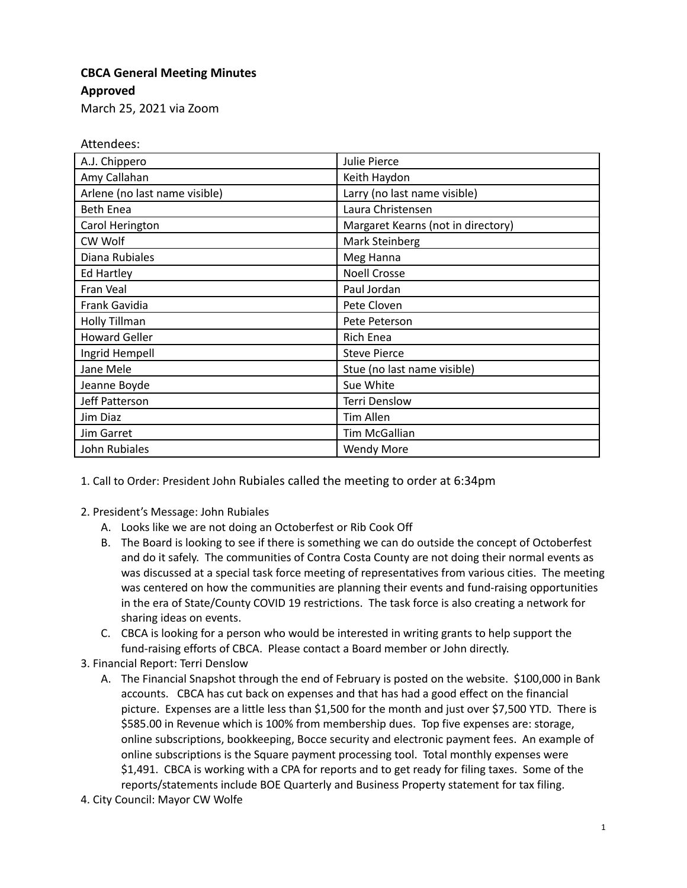**CBCA General Meeting Minutes**

**Approved**

March 25, 2021 via Zoom

Attendees:

| | |
|---|---|
| A.J. Chippero | Julie Pierce |
| Amy Callahan | Keith Haydon |
| Arlene (no last name visible) | Larry (no last name visible) |
| Beth Enea | Laura Christensen |
| Carol Herington | Margaret Kearns (not in directory) |
| CW Wolf | Mark Steinberg |
| Diana Rubiales | Meg Hanna |
| Ed Hartley | Noell Crosse |
| Fran Veal | Paul Jordan |
| Frank Gavidia | Pete Cloven |
| Holly Tillman | Pete Peterson |
| Howard Geller | Rich Enea |
| Ingrid Hempell | Steve Pierce |
| Jane Mele | Stue (no last name visible) |
| Jeanne Boyde | Sue White |
| Jeff Patterson | Terri Denslow |
| Jim Diaz | Tim Allen |
| Jim Garret | Tim McGallian |
| John Rubiales | Wendy More |

1. Call to Order: President John Rubiales called the meeting to order at 6:34pm

2. President's Message: John Rubiales
   A. Looks like we are not doing an Octoberfest or Rib Cook Off
   B. The Board is looking to see if there is something we can do outside the concept of Octoberfest and do it safely. The communities of Contra Costa County are not doing their normal events as was discussed at a special task force meeting of representatives from various cities. The meeting was centered on how the communities are planning their events and fund-raising opportunities in the era of State/County COVID 19 restrictions. The task force is also creating a network for sharing ideas on events.
   C. CBCA is looking for a person who would be interested in writing grants to help support the fund-raising efforts of CBCA. Please contact a Board member or John directly.

3. Financial Report: Terri Denslow
   A. The Financial Snapshot through the end of February is posted on the website. $100,000 in Bank accounts. CBCA has cut back on expenses and that has had a good effect on the financial picture. Expenses are a little less than $1,500 for the month and just over $7,500 YTD. There is $585.00 in Revenue which is 100% from membership dues. Top five expenses are: storage, online subscriptions, bookkeeping, Bocce security and electronic payment fees. An example of online subscriptions is the Square payment processing tool. Total monthly expenses were $1,491. CBCA is working with a CPA for reports and to get ready for filing taxes. Some of the reports/statements include BOE Quarterly and Business Property statement for tax filing.

4. City Council: Mayor CW Wolfe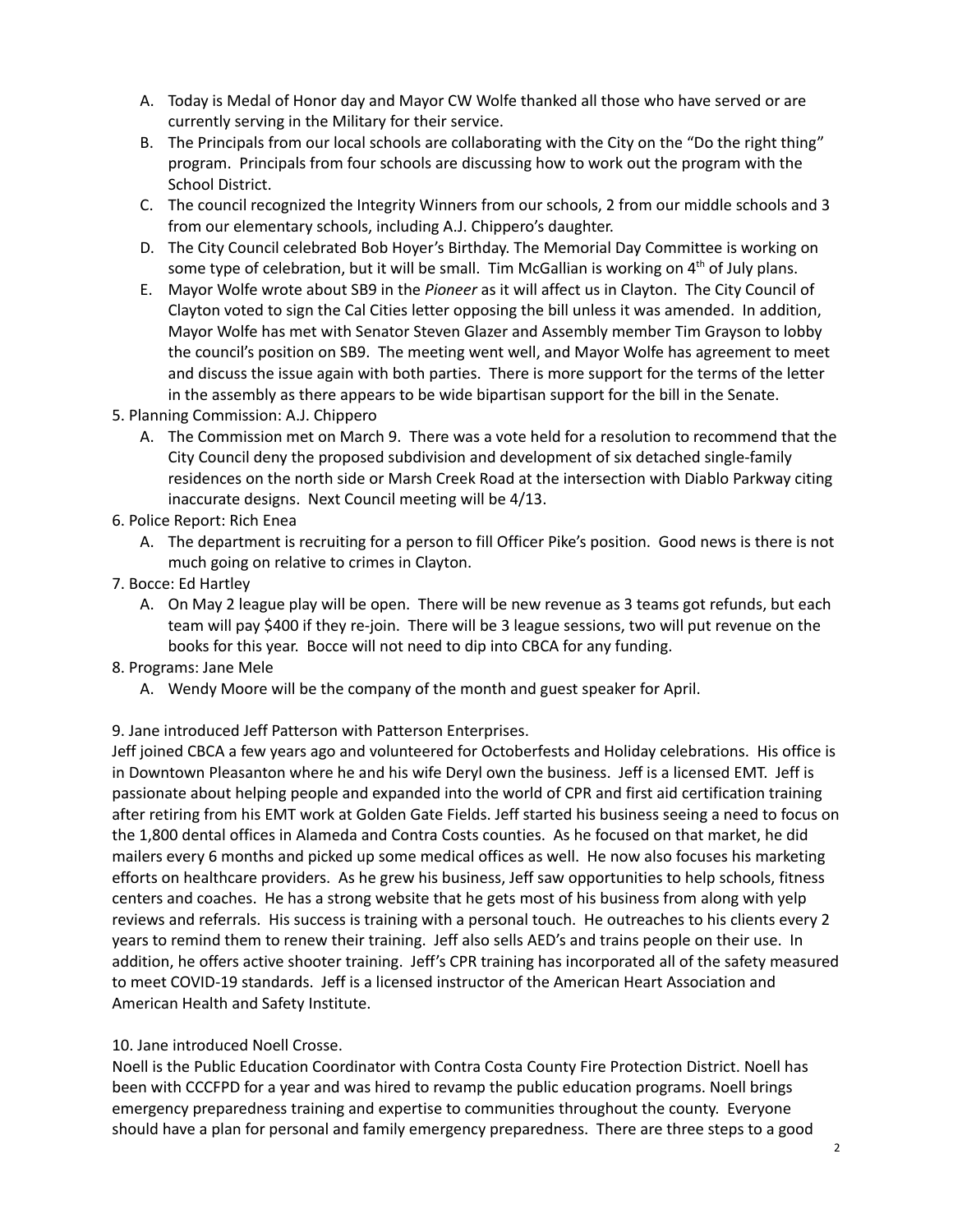A. Today is Medal of Honor day and Mayor CW Wolfe thanked all those who have served or are currently serving in the Military for their service.
B. The Principals from our local schools are collaborating with the City on the "Do the right thing" program. Principals from four schools are discussing how to work out the program with the School District.
C. The council recognized the Integrity Winners from our schools, 2 from our middle schools and 3 from our elementary schools, including A.J. Chippero's daughter.
D. The City Council celebrated Bob Hoyer's Birthday. The Memorial Day Committee is working on some type of celebration, but it will be small. Tim McGallian is working on 4th of July plans.
E. Mayor Wolfe wrote about SB9 in the *Pioneer* as it will affect us in Clayton. The City Council of Clayton voted to sign the Cal Cities letter opposing the bill unless it was amended. In addition, Mayor Wolfe has met with Senator Steven Glazer and Assembly member Tim Grayson to lobby the council's position on SB9. The meeting went well, and Mayor Wolfe has agreement to meet and discuss the issue again with both parties. There is more support for the terms of the letter in the assembly as there appears to be wide bipartisan support for the bill in the Senate.

5. Planning Commission: A.J. Chippero
   A. The Commission met on March 9. There was a vote held for a resolution to recommend that the City Council deny the proposed subdivision and development of six detached single-family residences on the north side or Marsh Creek Road at the intersection with Diablo Parkway citing inaccurate designs. Next Council meeting will be 4/13.
6. Police Report: Rich Enea
   A. The department is recruiting for a person to fill Officer Pike's position. Good news is there is not much going on relative to crimes in Clayton.
7. Bocce: Ed Hartley
   A. On May 2 league play will be open. There will be new revenue as 3 teams got refunds, but each team will pay $400 if they re-join. There will be 3 league sessions, two will put revenue on the books for this year. Bocce will not need to dip into CBCA for any funding.
8. Programs: Jane Mele
   A. Wendy Moore will be the company of the month and guest speaker for April.

9. Jane introduced Jeff Patterson with Patterson Enterprises.

Jeff joined CBCA a few years ago and volunteered for Octoberfests and Holiday celebrations. His office is in Downtown Pleasanton where he and his wife Deryl own the business. Jeff is a licensed EMT. Jeff is passionate about helping people and expanded into the world of CPR and first aid certification training after retiring from his EMT work at Golden Gate Fields. Jeff started his business seeing a need to focus on the 1,800 dental offices in Alameda and Contra Costs counties. As he focused on that market, he did mailers every 6 months and picked up some medical offices as well. He now also focuses his marketing efforts on healthcare providers. As he grew his business, Jeff saw opportunities to help schools, fitness centers and coaches. He has a strong website that he gets most of his business from along with yelp reviews and referrals. His success is training with a personal touch. He outreaches to his clients every 2 years to remind them to renew their training. Jeff also sells AED's and trains people on their use. In addition, he offers active shooter training. Jeff's CPR training has incorporated all of the safety measured to meet COVID-19 standards. Jeff is a licensed instructor of the American Heart Association and American Health and Safety Institute.

10. Jane introduced Noell Crosse.

Noell is the Public Education Coordinator with Contra Costa County Fire Protection District. Noell has been with CCCFPD for a year and was hired to revamp the public education programs. Noell brings emergency preparedness training and expertise to communities throughout the county. Everyone should have a plan for personal and family emergency preparedness. There are three steps to a good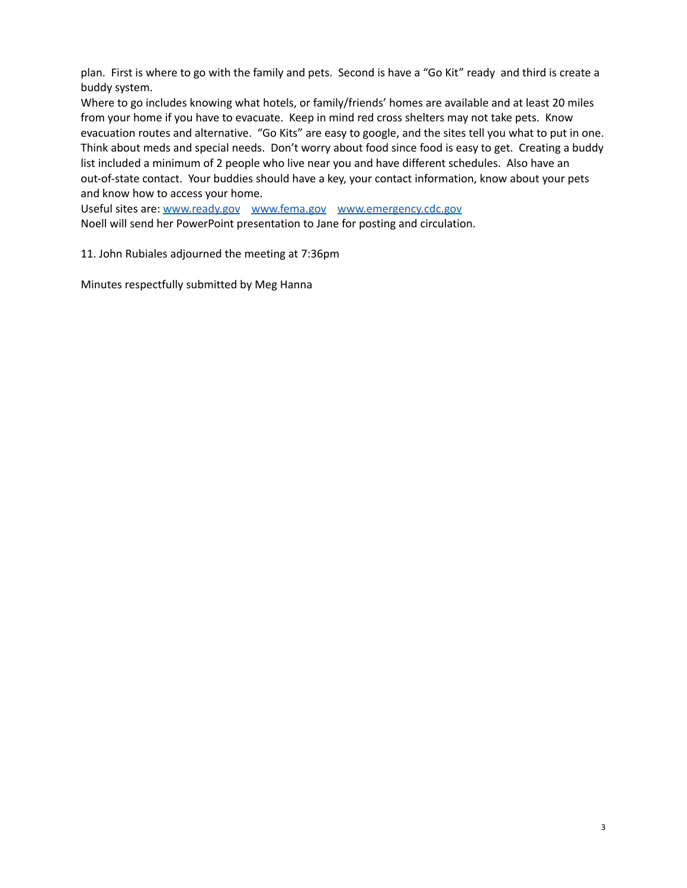plan. First is where to go with the family and pets. Second is have a "Go Kit" ready and third is create a buddy system.

Where to go includes knowing what hotels, or family/friends' homes are available and at least 20 miles from your home if you have to evacuate. Keep in mind red cross shelters may not take pets. Know evacuation routes and alternative. "Go Kits" are easy to google, and the sites tell you what to put in one. Think about meds and special needs. Don't worry about food since food is easy to get. Creating a buddy list included a minimum of 2 people who live near you and have different schedules. Also have an out-of-state contact. Your buddies should have a key, your contact information, know about your pets and know how to access your home.

Useful sites are: [www.ready.gov](http://www.ready.gov) [www.fema.gov](http://www.fema.gov) [www.emergency.cdc.gov](http://www.emergency.cdc.gov)

Noell will send her PowerPoint presentation to Jane for posting and circulation.

11. John Rubiales adjourned the meeting at 7:36pm

Minutes respectfully submitted by Meg Hanna